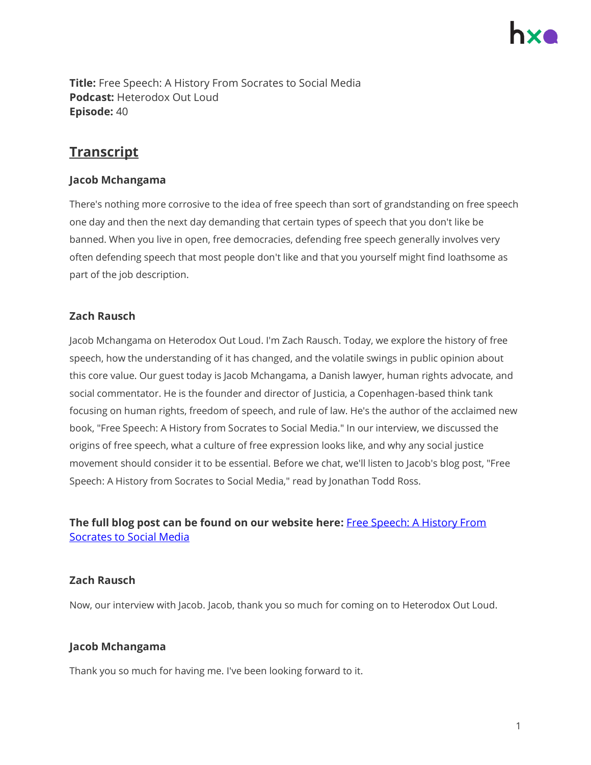**Title:** Free Speech: A History From Socrates to Social Media
**Podcast:** Heterodox Out Loud
**Episode:** 40

## Transcript

### Jacob Mchangama

There's nothing more corrosive to the idea of free speech than sort of grandstanding on free speech one day and then the next day demanding that certain types of speech that you don't like be banned. When you live in open, free democracies, defending free speech generally involves very often defending speech that most people don't like and that you yourself might find loathsome as part of the job description.

### Zach Rausch

Jacob Mchangama on Heterodox Out Loud. I'm Zach Rausch. Today, we explore the history of free speech, how the understanding of it has changed, and the volatile swings in public opinion about this core value. Our guest today is Jacob Mchangama, a Danish lawyer, human rights advocate, and social commentator. He is the founder and director of Justicia, a Copenhagen-based think tank focusing on human rights, freedom of speech, and rule of law. He's the author of the acclaimed new book, "Free Speech: A History from Socrates to Social Media." In our interview, we discussed the origins of free speech, what a culture of free expression looks like, and why any social justice movement should consider it to be essential. Before we chat, we'll listen to Jacob's blog post, "Free Speech: A History from Socrates to Social Media," read by Jonathan Todd Ross.

**The full blog post can be found on our website here:** Free Speech: A History From Socrates to Social Media

### Zach Rausch

Now, our interview with Jacob. Jacob, thank you so much for coming on to Heterodox Out Loud.

### Jacob Mchangama

Thank you so much for having me. I've been looking forward to it.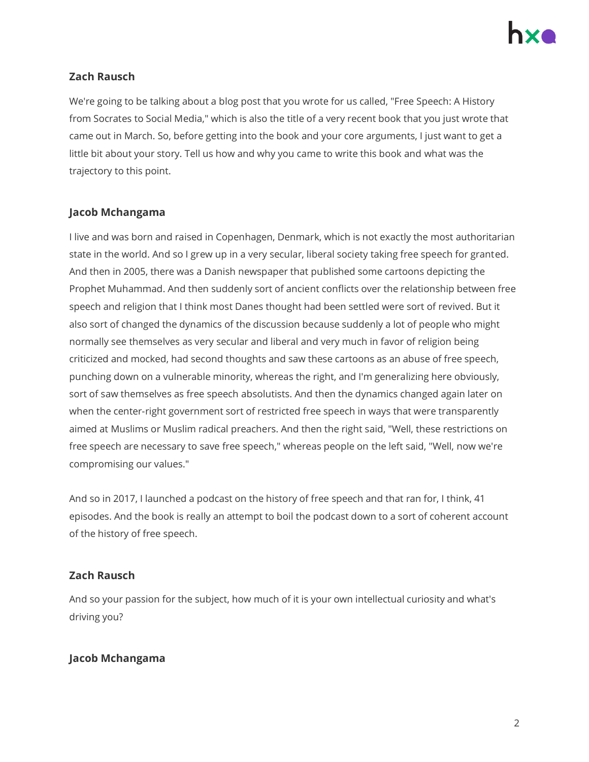**Zach Rausch**

We're going to be talking about a blog post that you wrote for us called, "Free Speech: A History from Socrates to Social Media," which is also the title of a very recent book that you just wrote that came out in March. So, before getting into the book and your core arguments, I just want to get a little bit about your story. Tell us how and why you came to write this book and what was the trajectory to this point.

**Jacob Mchangama**

I live and was born and raised in Copenhagen, Denmark, which is not exactly the most authoritarian state in the world. And so I grew up in a very secular, liberal society taking free speech for granted. And then in 2005, there was a Danish newspaper that published some cartoons depicting the Prophet Muhammad. And then suddenly sort of ancient conflicts over the relationship between free speech and religion that I think most Danes thought had been settled were sort of revived. But it also sort of changed the dynamics of the discussion because suddenly a lot of people who might normally see themselves as very secular and liberal and very much in favor of religion being criticized and mocked, had second thoughts and saw these cartoons as an abuse of free speech, punching down on a vulnerable minority, whereas the right, and I'm generalizing here obviously, sort of saw themselves as free speech absolutists. And then the dynamics changed again later on when the center-right government sort of restricted free speech in ways that were transparently aimed at Muslims or Muslim radical preachers. And then the right said, "Well, these restrictions on free speech are necessary to save free speech," whereas people on the left said, "Well, now we're compromising our values."

And so in 2017, I launched a podcast on the history of free speech and that ran for, I think, 41 episodes. And the book is really an attempt to boil the podcast down to a sort of coherent account of the history of free speech.

**Zach Rausch**

And so your passion for the subject, how much of it is your own intellectual curiosity and what's driving you?

**Jacob Mchangama**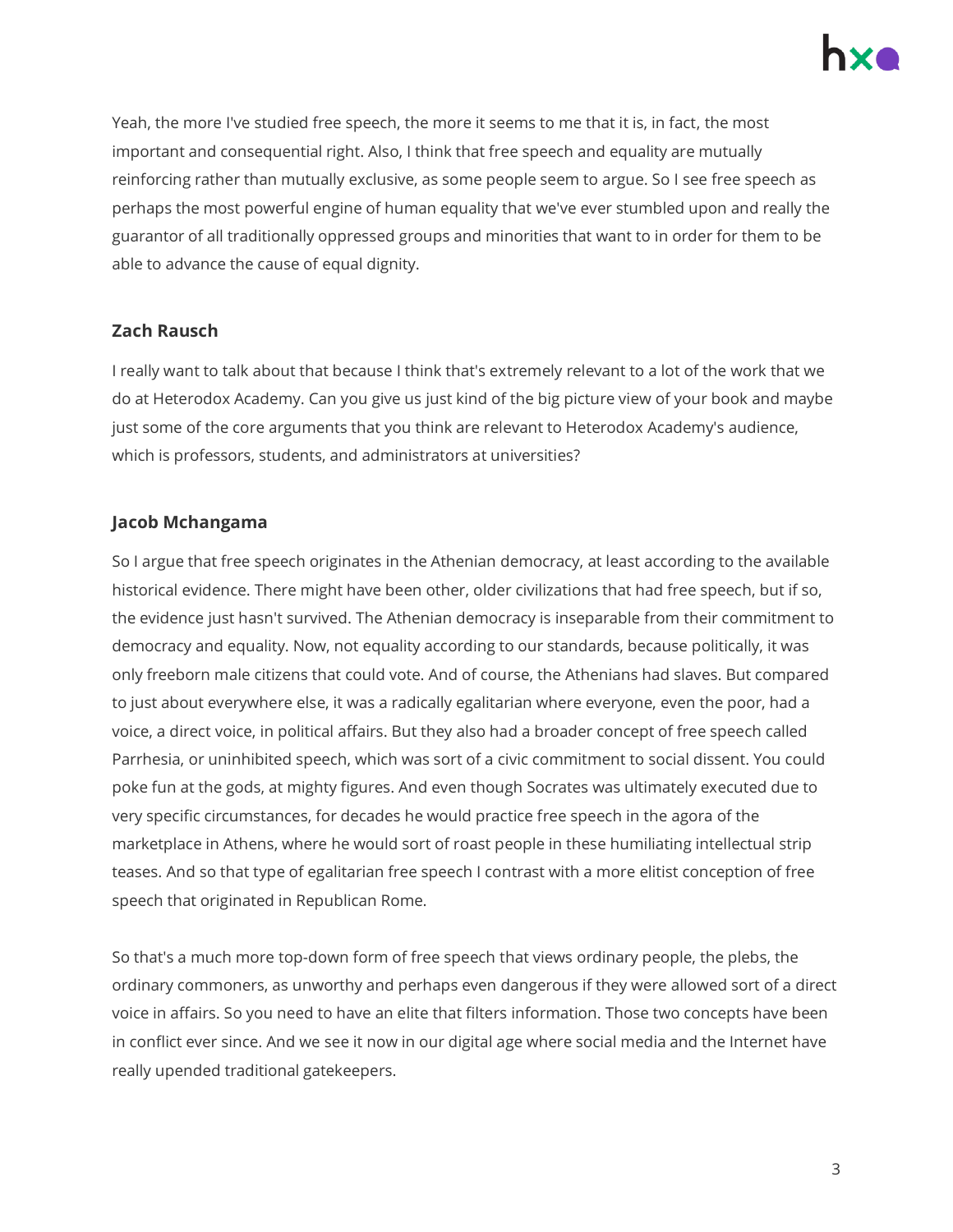Yeah, the more I've studied free speech, the more it seems to me that it is, in fact, the most important and consequential right. Also, I think that free speech and equality are mutually reinforcing rather than mutually exclusive, as some people seem to argue. So I see free speech as perhaps the most powerful engine of human equality that we've ever stumbled upon and really the guarantor of all traditionally oppressed groups and minorities that want to in order for them to be able to advance the cause of equal dignity.

**Zach Rausch**

I really want to talk about that because I think that's extremely relevant to a lot of the work that we do at Heterodox Academy. Can you give us just kind of the big picture view of your book and maybe just some of the core arguments that you think are relevant to Heterodox Academy's audience, which is professors, students, and administrators at universities?

**Jacob Mchangama**

So I argue that free speech originates in the Athenian democracy, at least according to the available historical evidence. There might have been other, older civilizations that had free speech, but if so, the evidence just hasn't survived. The Athenian democracy is inseparable from their commitment to democracy and equality. Now, not equality according to our standards, because politically, it was only freeborn male citizens that could vote. And of course, the Athenians had slaves. But compared to just about everywhere else, it was a radically egalitarian where everyone, even the poor, had a voice, a direct voice, in political affairs. But they also had a broader concept of free speech called Parrhesia, or uninhibited speech, which was sort of a civic commitment to social dissent. You could poke fun at the gods, at mighty figures. And even though Socrates was ultimately executed due to very specific circumstances, for decades he would practice free speech in the agora of the marketplace in Athens, where he would sort of roast people in these humiliating intellectual strip teases. And so that type of egalitarian free speech I contrast with a more elitist conception of free speech that originated in Republican Rome.

So that's a much more top-down form of free speech that views ordinary people, the plebs, the ordinary commoners, as unworthy and perhaps even dangerous if they were allowed sort of a direct voice in affairs. So you need to have an elite that filters information. Those two concepts have been in conflict ever since. And we see it now in our digital age where social media and the Internet have really upended traditional gatekeepers.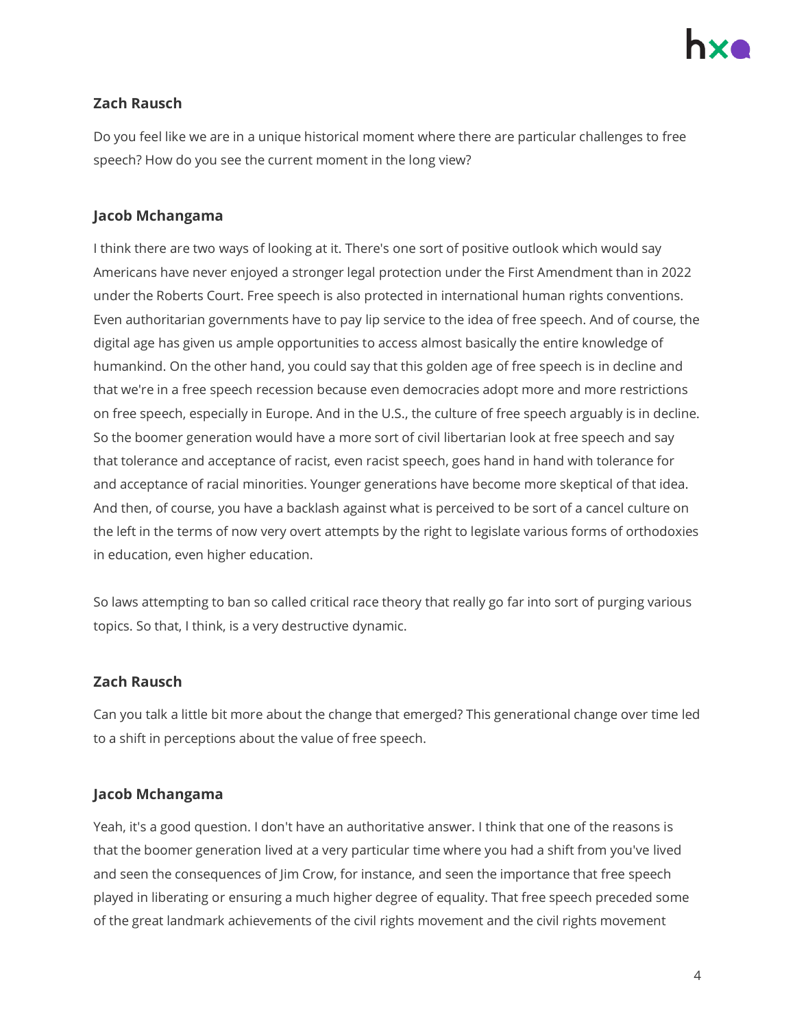**Zach Rausch**

Do you feel like we are in a unique historical moment where there are particular challenges to free speech? How do you see the current moment in the long view?

**Jacob Mchangama**

I think there are two ways of looking at it. There's one sort of positive outlook which would say Americans have never enjoyed a stronger legal protection under the First Amendment than in 2022 under the Roberts Court. Free speech is also protected in international human rights conventions. Even authoritarian governments have to pay lip service to the idea of free speech. And of course, the digital age has given us ample opportunities to access almost basically the entire knowledge of humankind. On the other hand, you could say that this golden age of free speech is in decline and that we're in a free speech recession because even democracies adopt more and more restrictions on free speech, especially in Europe. And in the U.S., the culture of free speech arguably is in decline. So the boomer generation would have a more sort of civil libertarian look at free speech and say that tolerance and acceptance of racist, even racist speech, goes hand in hand with tolerance for and acceptance of racial minorities. Younger generations have become more skeptical of that idea. And then, of course, you have a backlash against what is perceived to be sort of a cancel culture on the left in the terms of now very overt attempts by the right to legislate various forms of orthodoxies in education, even higher education.

So laws attempting to ban so called critical race theory that really go far into sort of purging various topics. So that, I think, is a very destructive dynamic.

**Zach Rausch**

Can you talk a little bit more about the change that emerged? This generational change over time led to a shift in perceptions about the value of free speech.

**Jacob Mchangama**

Yeah, it's a good question. I don't have an authoritative answer. I think that one of the reasons is that the boomer generation lived at a very particular time where you had a shift from you've lived and seen the consequences of Jim Crow, for instance, and seen the importance that free speech played in liberating or ensuring a much higher degree of equality. That free speech preceded some of the great landmark achievements of the civil rights movement and the civil rights movement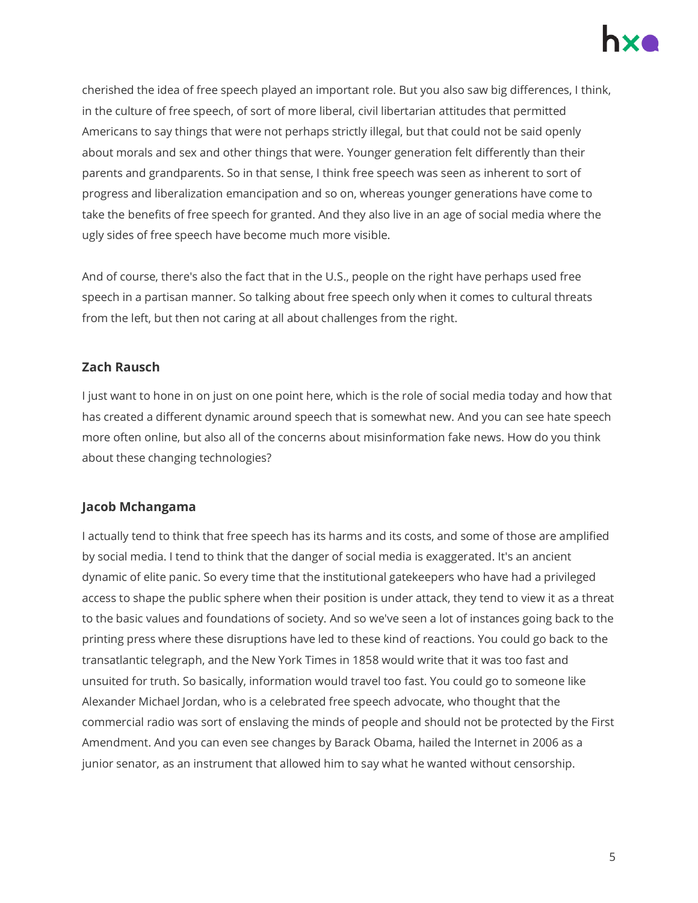cherished the idea of free speech played an important role. But you also saw big differences, I think, in the culture of free speech, of sort of more liberal, civil libertarian attitudes that permitted Americans to say things that were not perhaps strictly illegal, but that could not be said openly about morals and sex and other things that were. Younger generation felt differently than their parents and grandparents. So in that sense, I think free speech was seen as inherent to sort of progress and liberalization emancipation and so on, whereas younger generations have come to take the benefits of free speech for granted. And they also live in an age of social media where the ugly sides of free speech have become much more visible.

And of course, there's also the fact that in the U.S., people on the right have perhaps used free speech in a partisan manner. So talking about free speech only when it comes to cultural threats from the left, but then not caring at all about challenges from the right.

**Zach Rausch**

I just want to hone in on just on one point here, which is the role of social media today and how that has created a different dynamic around speech that is somewhat new. And you can see hate speech more often online, but also all of the concerns about misinformation fake news. How do you think about these changing technologies?

**Jacob Mchangama**

I actually tend to think that free speech has its harms and its costs, and some of those are amplified by social media. I tend to think that the danger of social media is exaggerated. It's an ancient dynamic of elite panic. So every time that the institutional gatekeepers who have had a privileged access to shape the public sphere when their position is under attack, they tend to view it as a threat to the basic values and foundations of society. And so we've seen a lot of instances going back to the printing press where these disruptions have led to these kind of reactions. You could go back to the transatlantic telegraph, and the New York Times in 1858 would write that it was too fast and unsuited for truth. So basically, information would travel too fast. You could go to someone like Alexander Michael Jordan, who is a celebrated free speech advocate, who thought that the commercial radio was sort of enslaving the minds of people and should not be protected by the First Amendment. And you can even see changes by Barack Obama, hailed the Internet in 2006 as a junior senator, as an instrument that allowed him to say what he wanted without censorship.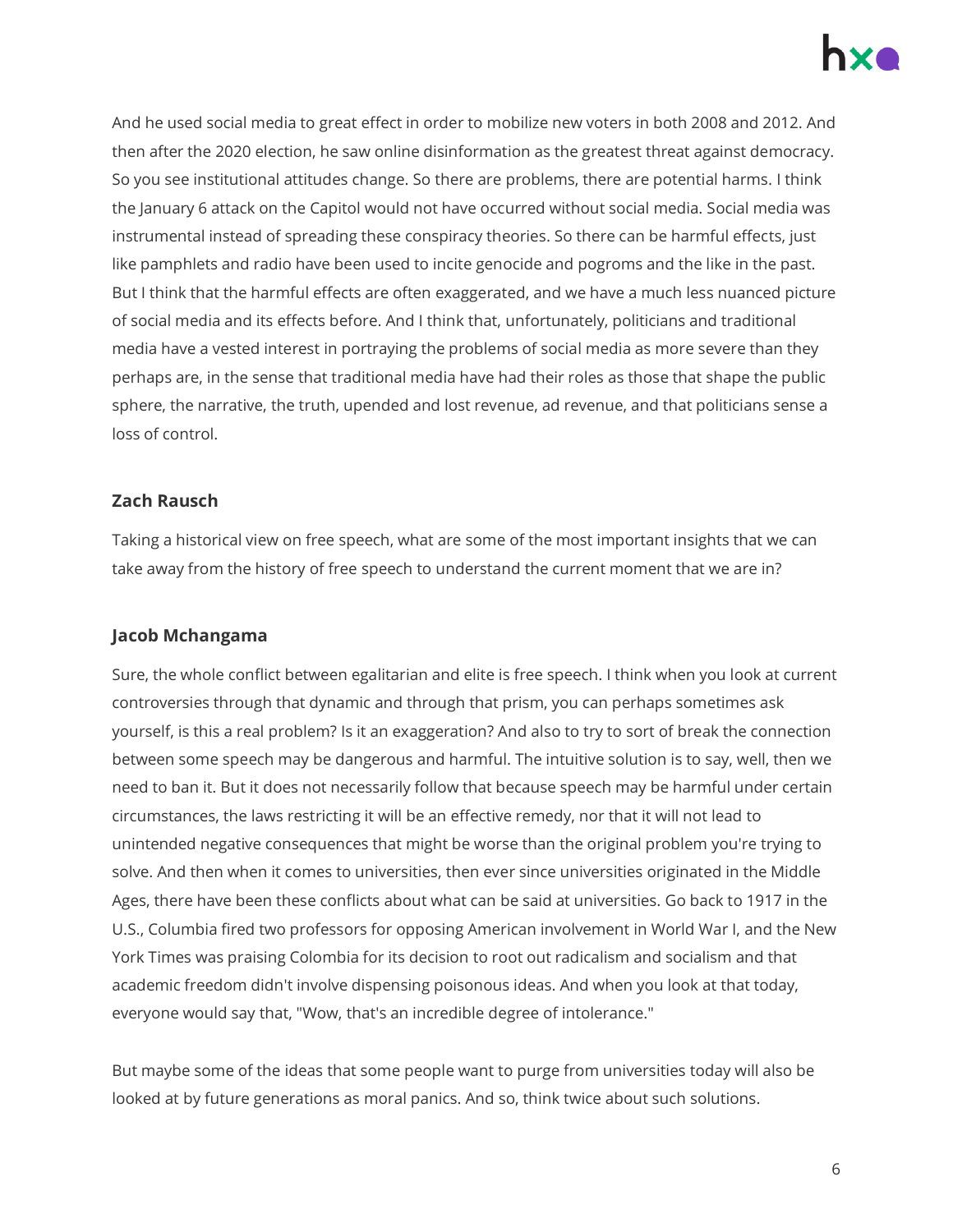And he used social media to great effect in order to mobilize new voters in both 2008 and 2012. And then after the 2020 election, he saw online disinformation as the greatest threat against democracy. So you see institutional attitudes change. So there are problems, there are potential harms. I think the January 6 attack on the Capitol would not have occurred without social media. Social media was instrumental instead of spreading these conspiracy theories. So there can be harmful effects, just like pamphlets and radio have been used to incite genocide and pogroms and the like in the past. But I think that the harmful effects are often exaggerated, and we have a much less nuanced picture of social media and its effects before. And I think that, unfortunately, politicians and traditional media have a vested interest in portraying the problems of social media as more severe than they perhaps are, in the sense that traditional media have had their roles as those that shape the public sphere, the narrative, the truth, upended and lost revenue, ad revenue, and that politicians sense a loss of control.

**Zach Rausch**

Taking a historical view on free speech, what are some of the most important insights that we can take away from the history of free speech to understand the current moment that we are in?

**Jacob Mchangama**

Sure, the whole conflict between egalitarian and elite is free speech. I think when you look at current controversies through that dynamic and through that prism, you can perhaps sometimes ask yourself, is this a real problem? Is it an exaggeration? And also to try to sort of break the connection between some speech may be dangerous and harmful. The intuitive solution is to say, well, then we need to ban it. But it does not necessarily follow that because speech may be harmful under certain circumstances, the laws restricting it will be an effective remedy, nor that it will not lead to unintended negative consequences that might be worse than the original problem you're trying to solve. And then when it comes to universities, then ever since universities originated in the Middle Ages, there have been these conflicts about what can be said at universities. Go back to 1917 in the U.S., Columbia fired two professors for opposing American involvement in World War I, and the New York Times was praising Colombia for its decision to root out radicalism and socialism and that academic freedom didn't involve dispensing poisonous ideas. And when you look at that today, everyone would say that, "Wow, that's an incredible degree of intolerance."

But maybe some of the ideas that some people want to purge from universities today will also be looked at by future generations as moral panics. And so, think twice about such solutions.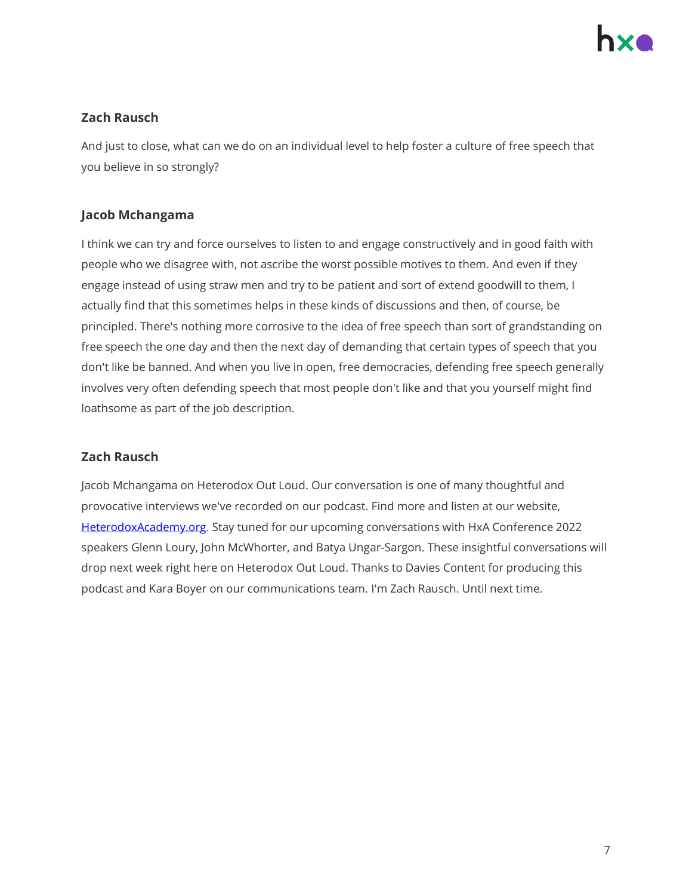**Zach Rausch**

And just to close, what can we do on an individual level to help foster a culture of free speech that you believe in so strongly?

**Jacob Mchangama**

I think we can try and force ourselves to listen to and engage constructively and in good faith with people who we disagree with, not ascribe the worst possible motives to them. And even if they engage instead of using straw men and try to be patient and sort of extend goodwill to them, I actually find that this sometimes helps in these kinds of discussions and then, of course, be principled. There's nothing more corrosive to the idea of free speech than sort of grandstanding on free speech the one day and then the next day of demanding that certain types of speech that you don't like be banned. And when you live in open, free democracies, defending free speech generally involves very often defending speech that most people don't like and that you yourself might find loathsome as part of the job description.

**Zach Rausch**

Jacob Mchangama on Heterodox Out Loud. Our conversation is one of many thoughtful and provocative interviews we've recorded on our podcast. Find more and listen at our website, [HeterodoxAcademy.org](https://HeterodoxAcademy.org). Stay tuned for our upcoming conversations with HxA Conference 2022 speakers Glenn Loury, John McWhorter, and Batya Ungar-Sargon. These insightful conversations will drop next week right here on Heterodox Out Loud. Thanks to Davies Content for producing this podcast and Kara Boyer on our communications team. I'm Zach Rausch. Until next time.